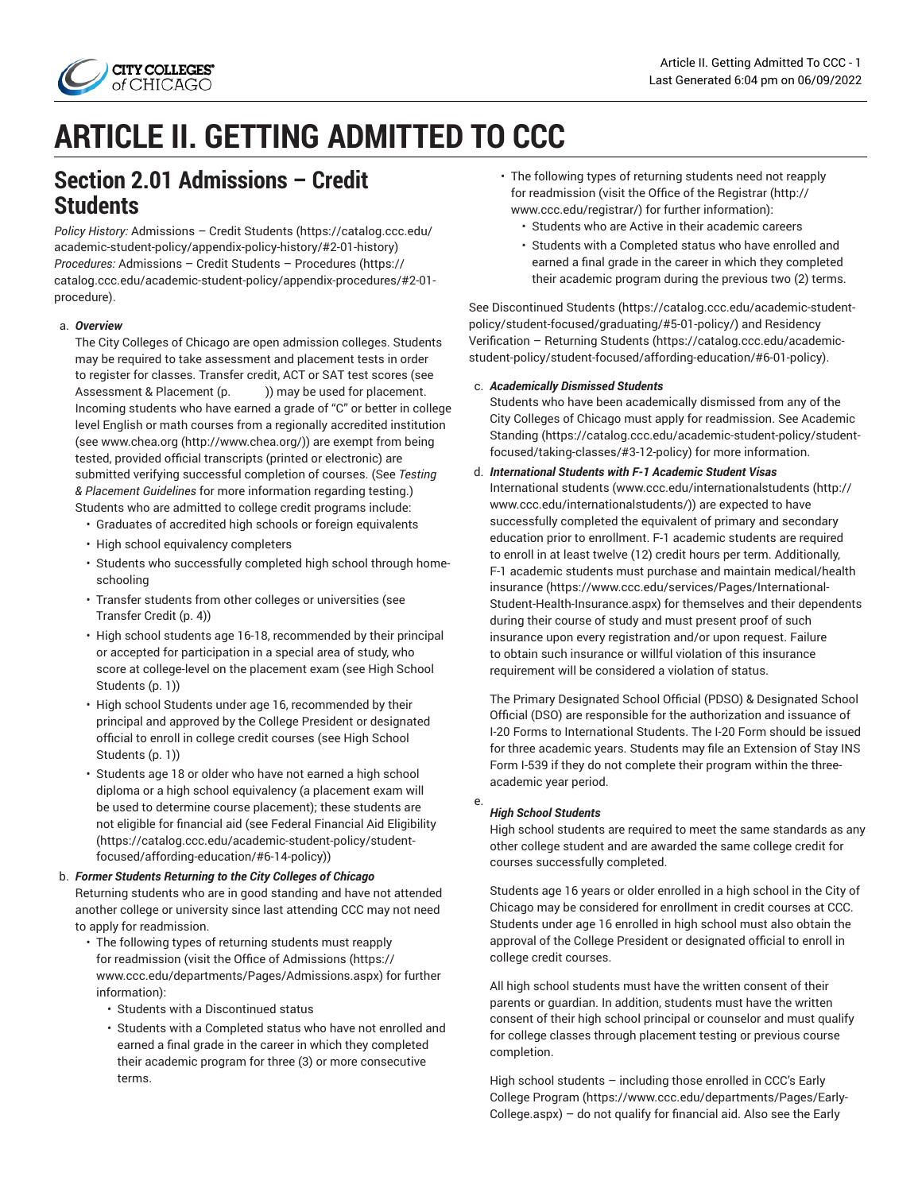# ARTICLE II. GETTING ADMITTED TO CCC

## Section 2.01 Admissions – Credit Students

*Policy History:* Admissions – Credit Students (https://catalog.ccc.edu/academic-student-policy/appendix-policy-history/#2-01-history)
*Procedures:* Admissions – Credit Students – Procedures (https://catalog.ccc.edu/academic-student-policy/appendix-procedures/#2-01-procedure).

a. ***Overview***

The City Colleges of Chicago are open admission colleges. Students may be required to take assessment and placement tests in order to register for classes. Transfer credit, ACT or SAT test scores (see Assessment & Placement (p. )) may be used for placement. Incoming students who have earned a grade of "C" or better in college level English or math courses from a regionally accredited institution (see www.chea.org (http://www.chea.org/)) are exempt from being tested, provided official transcripts (printed or electronic) are submitted verifying successful completion of courses. (See *Testing & Placement Guidelines* for more information regarding testing.) Students who are admitted to college credit programs include:

- Graduates of accredited high schools or foreign equivalents
- High school equivalency completers
- Students who successfully completed high school through home-schooling
- Transfer students from other colleges or universities (see Transfer Credit (p. 4))
- High school students age 16-18, recommended by their principal or accepted for participation in a special area of study, who score at college-level on the placement exam (see High School Students (p. 1))
- High school Students under age 16, recommended by their principal and approved by the College President or designated official to enroll in college credit courses (see High School Students (p. 1))
- Students age 18 or older who have not earned a high school diploma or a high school equivalency (a placement exam will be used to determine course placement); these students are not eligible for financial aid (see Federal Financial Aid Eligibility (https://catalog.ccc.edu/academic-student-policy/student-focused/affording-education/#6-14-policy))

b. ***Former Students Returning to the City Colleges of Chicago***

Returning students who are in good standing and have not attended another college or university since last attending CCC may not need to apply for readmission.

- The following types of returning students must reapply for readmission (visit the Office of Admissions (https://www.ccc.edu/departments/Pages/Admissions.aspx) for further information):
  - Students with a Discontinued status
  - Students with a Completed status who have not enrolled and earned a final grade in the career in which they completed their academic program for three (3) or more consecutive terms.
- The following types of returning students need not reapply for readmission (visit the Office of the Registrar (http://www.ccc.edu/registrar/) for further information):
  - Students who are Active in their academic careers
  - Students with a Completed status who have enrolled and earned a final grade in the career in which they completed their academic program during the previous two (2) terms.

See Discontinued Students (https://catalog.ccc.edu/academic-student-policy/student-focused/graduating/#5-01-policy/) and Residency Verification – Returning Students (https://catalog.ccc.edu/academic-student-policy/student-focused/affording-education/#6-01-policy).

c. ***Academically Dismissed Students***

Students who have been academically dismissed from any of the City Colleges of Chicago must apply for readmission. See Academic Standing (https://catalog.ccc.edu/academic-student-policy/student-focused/taking-classes/#3-12-policy) for more information.

d. ***International Students with F-1 Academic Student Visas***

International students (www.ccc.edu/internationalstudents (http://www.ccc.edu/internationalstudents/)) are expected to have successfully completed the equivalent of primary and secondary education prior to enrollment. F-1 academic students are required to enroll in at least twelve (12) credit hours per term. Additionally, F-1 academic students must purchase and maintain medical/health insurance (https://www.ccc.edu/services/Pages/International-Student-Health-Insurance.aspx) for themselves and their dependents during their course of study and must present proof of such insurance upon every registration and/or upon request. Failure to obtain such insurance or willful violation of this insurance requirement will be considered a violation of status.

The Primary Designated School Official (PDSO) & Designated School Official (DSO) are responsible for the authorization and issuance of I-20 Forms to International Students. The I-20 Form should be issued for three academic years. Students may file an Extension of Stay INS Form I-539 if they do not complete their program within the three-academic year period.

e. ***High School Students***

High school students are required to meet the same standards as any other college student and are awarded the same college credit for courses successfully completed.

Students age 16 years or older enrolled in a high school in the City of Chicago may be considered for enrollment in credit courses at CCC. Students under age 16 enrolled in high school must also obtain the approval of the College President or designated official to enroll in college credit courses.

All high school students must have the written consent of their parents or guardian. In addition, students must have the written consent of their high school principal or counselor and must qualify for college classes through placement testing or previous course completion.

High school students – including those enrolled in CCC's Early College Program (https://www.ccc.edu/departments/Pages/Early-College.aspx) – do not qualify for financial aid. Also see the Early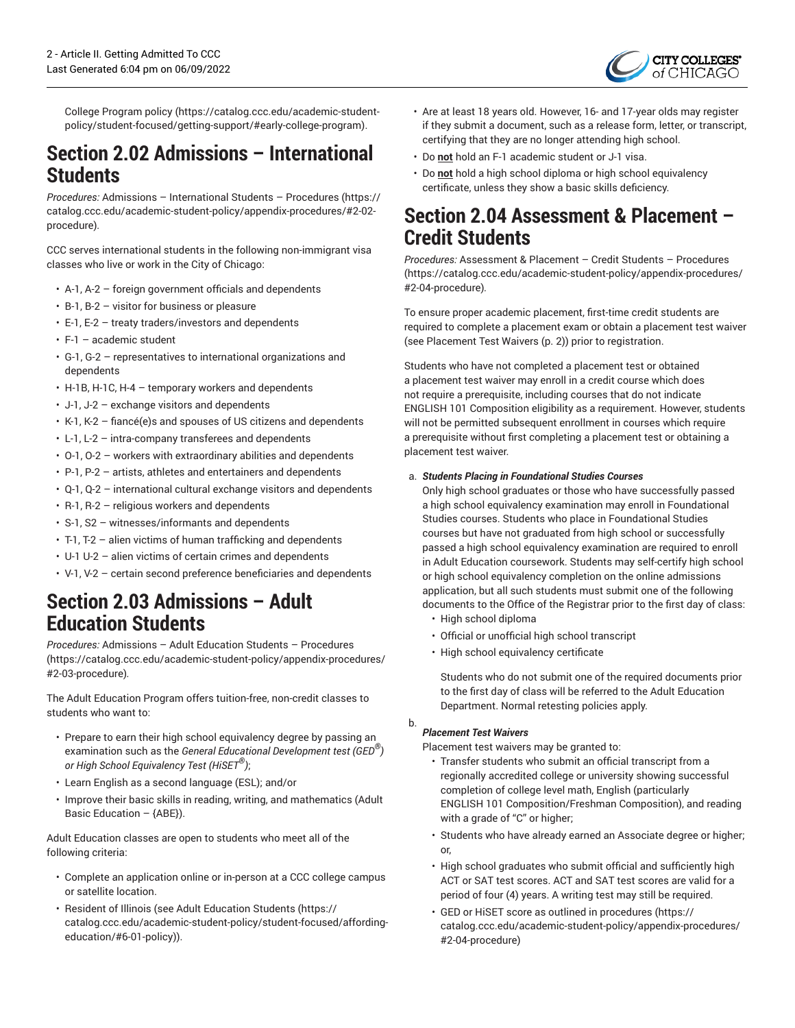College Program policy (https://catalog.ccc.edu/academic-student-policy/student-focused/getting-support/#early-college-program).

# Section 2.02 Admissions – International Students

*Procedures:* Admissions – International Students – Procedures (https://catalog.ccc.edu/academic-student-policy/appendix-procedures/#2-02-procedure).

CCC serves international students in the following non-immigrant visa classes who live or work in the City of Chicago:

- A-1, A-2 – foreign government officials and dependents
- B-1, B-2 – visitor for business or pleasure
- E-1, E-2 – treaty traders/investors and dependents
- F-1 – academic student
- G-1, G-2 – representatives to international organizations and dependents
- H-1B, H-1C, H-4 – temporary workers and dependents
- J-1, J-2 – exchange visitors and dependents
- K-1, K-2 – fiancé(e)s and spouses of US citizens and dependents
- L-1, L-2 – intra-company transferees and dependents
- O-1, O-2 – workers with extraordinary abilities and dependents
- P-1, P-2 – artists, athletes and entertainers and dependents
- Q-1, Q-2 – international cultural exchange visitors and dependents
- R-1, R-2 – religious workers and dependents
- S-1, S2 – witnesses/informants and dependents
- T-1, T-2 – alien victims of human trafficking and dependents
- U-1 U-2 – alien victims of certain crimes and dependents
- V-1, V-2 – certain second preference beneficiaries and dependents

# Section 2.03 Admissions – Adult Education Students

*Procedures:* Admissions – Adult Education Students – Procedures (https://catalog.ccc.edu/academic-student-policy/appendix-procedures/#2-03-procedure).

The Adult Education Program offers tuition-free, non-credit classes to students who want to:

- Prepare to earn their high school equivalency degree by passing an examination such as the *General Educational Development test (GED®) or High School Equivalency Test (HiSET®)*;
- Learn English as a second language (ESL); and/or
- Improve their basic skills in reading, writing, and mathematics (Adult Basic Education – {ABE}).

Adult Education classes are open to students who meet all of the following criteria:

- Complete an application online or in-person at a CCC college campus or satellite location.
- Resident of Illinois (see Adult Education Students (https://catalog.ccc.edu/academic-student-policy/student-focused/affording-education/#6-01-policy)).
- Are at least 18 years old. However, 16- and 17-year olds may register if they submit a document, such as a release form, letter, or transcript, certifying that they are no longer attending high school.
- Do **not** hold an F-1 academic student or J-1 visa.
- Do **not** hold a high school diploma or high school equivalency certificate, unless they show a basic skills deficiency.

# Section 2.04 Assessment & Placement – Credit Students

*Procedures:* Assessment & Placement – Credit Students – Procedures (https://catalog.ccc.edu/academic-student-policy/appendix-procedures/#2-04-procedure).

To ensure proper academic placement, first-time credit students are required to complete a placement exam or obtain a placement test waiver (see Placement Test Waivers (p. 2)) prior to registration.

Students who have not completed a placement test or obtained a placement test waiver may enroll in a credit course which does not require a prerequisite, including courses that do not indicate ENGLISH 101 Composition eligibility as a requirement. However, students will not be permitted subsequent enrollment in courses which require a prerequisite without first completing a placement test or obtaining a placement test waiver.

a. ***Students Placing in Foundational Studies Courses***
   Only high school graduates or those who have successfully passed a high school equivalency examination may enroll in Foundational Studies courses. Students who place in Foundational Studies courses but have not graduated from high school or successfully passed a high school equivalency examination are required to enroll in Adult Education coursework. Students may self-certify high school or high school equivalency completion on the online admissions application, but all such students must submit one of the following documents to the Office of the Registrar prior to the first day of class:
   - High school diploma
   - Official or unofficial high school transcript
   - High school equivalency certificate

   Students who do not submit one of the required documents prior to the first day of class will be referred to the Adult Education Department. Normal retesting policies apply.

b. ***Placement Test Waivers***
   Placement test waivers may be granted to:
   - Transfer students who submit an official transcript from a regionally accredited college or university showing successful completion of college level math, English (particularly ENGLISH 101 Composition/Freshman Composition), and reading with a grade of "C" or higher;
   - Students who have already earned an Associate degree or higher; or,
   - High school graduates who submit official and sufficiently high ACT or SAT test scores. ACT and SAT test scores are valid for a period of four (4) years. A writing test may still be required.
   - GED or HiSET score as outlined in procedures (https://catalog.ccc.edu/academic-student-policy/appendix-procedures/#2-04-procedure)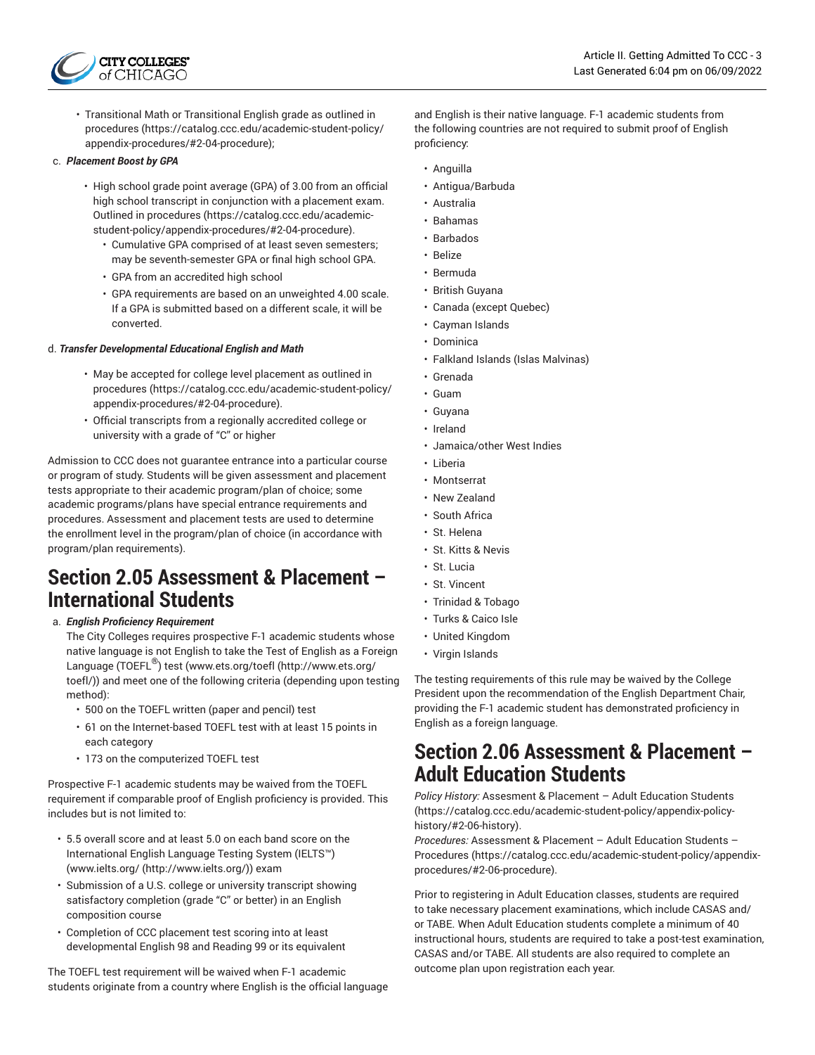- Transitional Math or Transitional English grade as outlined in procedures (https://catalog.ccc.edu/academic-student-policy/appendix-procedures/#2-04-procedure);

c. ***Placement Boost by GPA***

- High school grade point average (GPA) of 3.00 from an official high school transcript in conjunction with a placement exam. Outlined in procedures (https://catalog.ccc.edu/academic-student-policy/appendix-procedures/#2-04-procedure).
  - Cumulative GPA comprised of at least seven semesters; may be seventh-semester GPA or final high school GPA.
  - GPA from an accredited high school
  - GPA requirements are based on an unweighted 4.00 scale. If a GPA is submitted based on a different scale, it will be converted.

d. ***Transfer Developmental Educational English and Math***

- May be accepted for college level placement as outlined in procedures (https://catalog.ccc.edu/academic-student-policy/appendix-procedures/#2-04-procedure).
- Official transcripts from a regionally accredited college or university with a grade of "C" or higher

Admission to CCC does not guarantee entrance into a particular course or program of study. Students will be given assessment and placement tests appropriate to their academic program/plan of choice; some academic programs/plans have special entrance requirements and procedures. Assessment and placement tests are used to determine the enrollment level in the program/plan of choice (in accordance with program/plan requirements).

## Section 2.05 Assessment & Placement – International Students

a. ***English Proficiency Requirement***

The City Colleges requires prospective F-1 academic students whose native language is not English to take the Test of English as a Foreign Language (TOEFL®) test (www.ets.org/toefl (http://www.ets.org/toefl/)) and meet one of the following criteria (depending upon testing method):

- 500 on the TOEFL written (paper and pencil) test
- 61 on the Internet-based TOEFL test with at least 15 points in each category
- 173 on the computerized TOEFL test

Prospective F-1 academic students may be waived from the TOEFL requirement if comparable proof of English proficiency is provided. This includes but is not limited to:

- 5.5 overall score and at least 5.0 on each band score on the International English Language Testing System (IELTS™) (www.ielts.org/ (http://www.ielts.org/)) exam
- Submission of a U.S. college or university transcript showing satisfactory completion (grade "C" or better) in an English composition course
- Completion of CCC placement test scoring into at least developmental English 98 and Reading 99 or its equivalent

The TOEFL test requirement will be waived when F-1 academic students originate from a country where English is the official language and English is their native language. F-1 academic students from the following countries are not required to submit proof of English proficiency:

- Anguilla
- Antigua/Barbuda
- Australia
- Bahamas
- Barbados
- Belize
- Bermuda
- British Guyana
- Canada (except Quebec)
- Cayman Islands
- Dominica
- Falkland Islands (Islas Malvinas)
- Grenada
- Guam
- Guyana
- Ireland
- Jamaica/other West Indies
- Liberia
- Montserrat
- New Zealand
- South Africa
- St. Helena
- St. Kitts & Nevis
- St. Lucia
- St. Vincent
- Trinidad & Tobago
- Turks & Caico Isle
- United Kingdom
- Virgin Islands

The testing requirements of this rule may be waived by the College President upon the recommendation of the English Department Chair, providing the F-1 academic student has demonstrated proficiency in English as a foreign language.

## Section 2.06 Assessment & Placement – Adult Education Students

*Policy History:* Assesment & Placement – Adult Education Students (https://catalog.ccc.edu/academic-student-policy/appendix-policy-history/#2-06-history).
*Procedures:* Assessment & Placement – Adult Education Students – Procedures (https://catalog.ccc.edu/academic-student-policy/appendix-procedures/#2-06-procedure).

Prior to registering in Adult Education classes, students are required to take necessary placement examinations, which include CASAS and/or TABE. When Adult Education students complete a minimum of 40 instructional hours, students are required to take a post-test examination, CASAS and/or TABE. All students are also required to complete an outcome plan upon registration each year.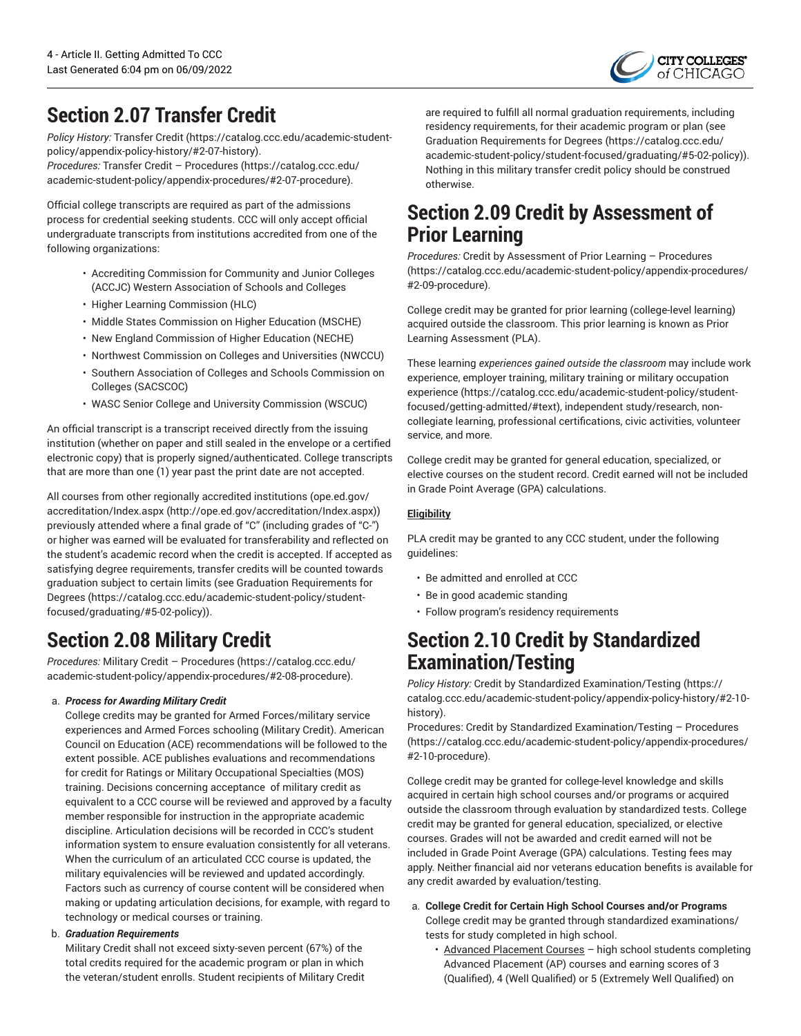## Section 2.07 Transfer Credit

*Policy History:* Transfer Credit (https://catalog.ccc.edu/academic-student-policy/appendix-policy-history/#2-07-history).
*Procedures:* Transfer Credit – Procedures (https://catalog.ccc.edu/academic-student-policy/appendix-procedures/#2-07-procedure).

Official college transcripts are required as part of the admissions process for credential seeking students. CCC will only accept official undergraduate transcripts from institutions accredited from one of the following organizations:

- Accrediting Commission for Community and Junior Colleges (ACCJC) Western Association of Schools and Colleges
- Higher Learning Commission (HLC)
- Middle States Commission on Higher Education (MSCHE)
- New England Commission of Higher Education (NECHE)
- Northwest Commission on Colleges and Universities (NWCCU)
- Southern Association of Colleges and Schools Commission on Colleges (SACSCOC)
- WASC Senior College and University Commission (WSCUC)

An official transcript is a transcript received directly from the issuing institution (whether on paper and still sealed in the envelope or a certified electronic copy) that is properly signed/authenticated. College transcripts that are more than one (1) year past the print date are not accepted.

All courses from other regionally accredited institutions (ope.ed.gov/accreditation/Index.aspx (http://ope.ed.gov/accreditation/Index.aspx)) previously attended where a final grade of "C" (including grades of "C-") or higher was earned will be evaluated for transferability and reflected on the student's academic record when the credit is accepted. If accepted as satisfying degree requirements, transfer credits will be counted towards graduation subject to certain limits (see Graduation Requirements for Degrees (https://catalog.ccc.edu/academic-student-policy/student-focused/graduating/#5-02-policy)).

## Section 2.08 Military Credit

*Procedures:* Military Credit – Procedures (https://catalog.ccc.edu/academic-student-policy/appendix-procedures/#2-08-procedure).

a. ***Process for Awarding Military Credit***
College credits may be granted for Armed Forces/military service experiences and Armed Forces schooling (Military Credit). American Council on Education (ACE) recommendations will be followed to the extent possible. ACE publishes evaluations and recommendations for credit for Ratings or Military Occupational Specialties (MOS) training. Decisions concerning acceptance of military credit as equivalent to a CCC course will be reviewed and approved by a faculty member responsible for instruction in the appropriate academic discipline. Articulation decisions will be recorded in CCC's student information system to ensure evaluation consistently for all veterans. When the curriculum of an articulated CCC course is updated, the military equivalencies will be reviewed and updated accordingly. Factors such as currency of course content will be considered when making or updating articulation decisions, for example, with regard to technology or medical courses or training.

b. ***Graduation Requirements***
Military Credit shall not exceed sixty-seven percent (67%) of the total credits required for the academic program or plan in which the veteran/student enrolls. Student recipients of Military Credit are required to fulfill all normal graduation requirements, including residency requirements, for their academic program or plan (see Graduation Requirements for Degrees (https://catalog.ccc.edu/academic-student-policy/student-focused/graduating/#5-02-policy)). Nothing in this military transfer credit policy should be construed otherwise.

## Section 2.09 Credit by Assessment of Prior Learning

*Procedures:* Credit by Assessment of Prior Learning – Procedures (https://catalog.ccc.edu/academic-student-policy/appendix-procedures/#2-09-procedure).

College credit may be granted for prior learning (college-level learning) acquired outside the classroom. This prior learning is known as Prior Learning Assessment (PLA).

These learning *experiences gained outside the classroom* may include work experience, employer training, military training or military occupation experience (https://catalog.ccc.edu/academic-student-policy/student-focused/getting-admitted/#text), independent study/research, non-collegiate learning, professional certifications, civic activities, volunteer service, and more.

College credit may be granted for general education, specialized, or elective courses on the student record. Credit earned will not be included in Grade Point Average (GPA) calculations.

**Eligibility**

PLA credit may be granted to any CCC student, under the following guidelines:

- Be admitted and enrolled at CCC
- Be in good academic standing
- Follow program's residency requirements

## Section 2.10 Credit by Standardized Examination/Testing

*Policy History:* Credit by Standardized Examination/Testing (https://catalog.ccc.edu/academic-student-policy/appendix-policy-history/#2-10-history).
Procedures: Credit by Standardized Examination/Testing – Procedures (https://catalog.ccc.edu/academic-student-policy/appendix-procedures/#2-10-procedure).

College credit may be granted for college-level knowledge and skills acquired in certain high school courses and/or programs or acquired outside the classroom through evaluation by standardized tests. College credit may be granted for general education, specialized, or elective courses. Grades will not be awarded and credit earned will not be included in Grade Point Average (GPA) calculations. Testing fees may apply. Neither financial aid nor veterans education benefits is available for any credit awarded by evaluation/testing.

a. **College Credit for Certain High School Courses and/or Programs**
College credit may be granted through standardized examinations/tests for study completed in high school.
   - Advanced Placement Courses – high school students completing Advanced Placement (AP) courses and earning scores of 3 (Qualified), 4 (Well Qualified) or 5 (Extremely Well Qualified) on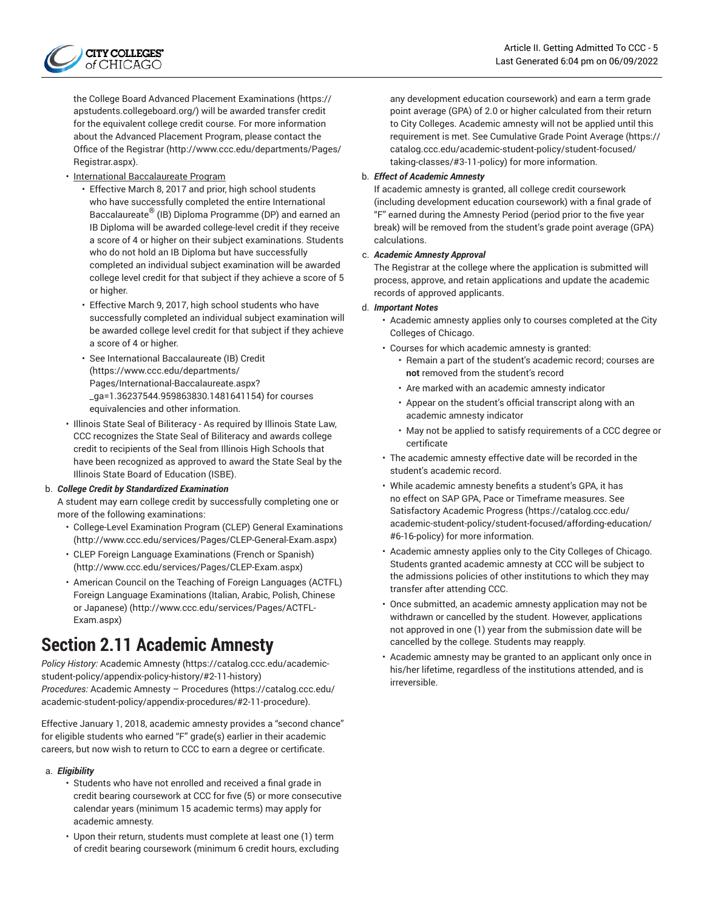the College Board Advanced Placement Examinations (https://apstudents.collegeboard.org/) will be awarded transfer credit for the equivalent college credit course. For more information about the Advanced Placement Program, please contact the Office of the Registrar (http://www.ccc.edu/departments/Pages/Registrar.aspx).

- International Baccalaureate Program
  - Effective March 8, 2017 and prior, high school students who have successfully completed the entire International Baccalaureate® (IB) Diploma Programme (DP) and earned an IB Diploma will be awarded college-level credit if they receive a score of 4 or higher on their subject examinations. Students who do not hold an IB Diploma but have successfully completed an individual subject examination will be awarded college level credit for that subject if they achieve a score of 5 or higher.
  - Effective March 9, 2017, high school students who have successfully completed an individual subject examination will be awarded college level credit for that subject if they achieve a score of 4 or higher.
  - See International Baccalaureate (IB) Credit (https://www.ccc.edu/departments/Pages/International-Baccalaureate.aspx?_ga=1.36237544.959863830.1481641154) for courses equivalencies and other information.
- Illinois State Seal of Biliteracy - As required by Illinois State Law, CCC recognizes the State Seal of Biliteracy and awards college credit to recipients of the Seal from Illinois High Schools that have been recognized as approved to award the State Seal by the Illinois State Board of Education (ISBE).

b. ***College Credit by Standardized Examination***

A student may earn college credit by successfully completing one or more of the following examinations:

- College-Level Examination Program (CLEP) General Examinations (http://www.ccc.edu/services/Pages/CLEP-General-Exam.aspx)
- CLEP Foreign Language Examinations (French or Spanish) (http://www.ccc.edu/services/Pages/CLEP-Exam.aspx)
- American Council on the Teaching of Foreign Languages (ACTFL) Foreign Language Examinations (Italian, Arabic, Polish, Chinese or Japanese) (http://www.ccc.edu/services/Pages/ACTFL-Exam.aspx)

# Section 2.11 Academic Amnesty

*Policy History:* Academic Amnesty (https://catalog.ccc.edu/academic-student-policy/appendix-policy-history/#2-11-history)
*Procedures:* Academic Amnesty – Procedures (https://catalog.ccc.edu/academic-student-policy/appendix-procedures/#2-11-procedure).

Effective January 1, 2018, academic amnesty provides a "second chance" for eligible students who earned "F" grade(s) earlier in their academic careers, but now wish to return to CCC to earn a degree or certificate.

a. ***Eligibility***

- Students who have not enrolled and received a final grade in credit bearing coursework at CCC for five (5) or more consecutive calendar years (minimum 15 academic terms) may apply for academic amnesty.
- Upon their return, students must complete at least one (1) term of credit bearing coursework (minimum 6 credit hours, excluding any development education coursework) and earn a term grade point average (GPA) of 2.0 or higher calculated from their return to City Colleges. Academic amnesty will not be applied until this requirement is met. See Cumulative Grade Point Average (https://catalog.ccc.edu/academic-student-policy/student-focused/taking-classes/#3-11-policy) for more information.

b. ***Effect of Academic Amnesty***

If academic amnesty is granted, all college credit coursework (including development education coursework) with a final grade of "F" earned during the Amnesty Period (period prior to the five year break) will be removed from the student's grade point average (GPA) calculations.

c. ***Academic Amnesty Approval***

The Registrar at the college where the application is submitted will process, approve, and retain applications and update the academic records of approved applicants.

d. ***Important Notes***

- Academic amnesty applies only to courses completed at the City Colleges of Chicago.
- Courses for which academic amnesty is granted:
  - Remain a part of the student's academic record; courses are **not** removed from the student's record
  - Are marked with an academic amnesty indicator
  - Appear on the student's official transcript along with an academic amnesty indicator
  - May not be applied to satisfy requirements of a CCC degree or certificate
- The academic amnesty effective date will be recorded in the student's academic record.
- While academic amnesty benefits a student's GPA, it has no effect on SAP GPA, Pace or Timeframe measures. See Satisfactory Academic Progress (https://catalog.ccc.edu/academic-student-policy/student-focused/affording-education/#6-16-policy) for more information.
- Academic amnesty applies only to the City Colleges of Chicago. Students granted academic amnesty at CCC will be subject to the admissions policies of other institutions to which they may transfer after attending CCC.
- Once submitted, an academic amnesty application may not be withdrawn or cancelled by the student. However, applications not approved in one (1) year from the submission date will be cancelled by the college. Students may reapply.
- Academic amnesty may be granted to an applicant only once in his/her lifetime, regardless of the institutions attended, and is irreversible.